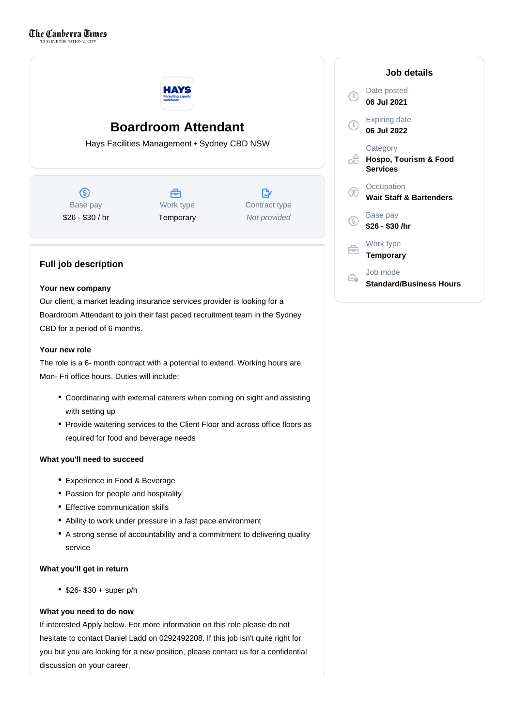# Boardroom Attendant

Hays Facilities Management • Sydney CBD NSW

| Base pay | Work type | Contract type |
| --- | --- | --- |
| $26 - $30 / hr | Temporary | *Not provided* |

## Job details

Date posted
**06 Jul 2021**

Expiring date
**06 Jul 2022**

Category
**Hospo, Tourism & Food Services**

Occupation
**Wait Staff & Bartenders**

Base pay
**$26 - $30 /hr**

Work type
**Temporary**

Job mode
**Standard/Business Hours**

## Full job description

**Your new company**

Our client, a market leading insurance services provider is looking for a Boardroom Attendant to join their fast paced recruitment team in the Sydney CBD for a period of 6 months.

**Your new role**

The role is a 6- month contract with a potential to extend. Working hours are Mon- Fri office hours. Duties will include:

- Coordinating with external caterers when coming on sight and assisting with setting up
- Provide waitering services to the Client Floor and across office floors as required for food and beverage needs

**What you'll need to succeed**

- Experience in Food & Beverage
- Passion for people and hospitality
- Effective communication skills
- Ability to work under pressure in a fast pace environment
- A strong sense of accountability and a commitment to delivering quality service

**What you'll get in return**

- $26- $30 + super p/h

**What you need to do now**

If interested Apply below. For more information on this role please do not hesitate to contact Daniel Ladd on 0292492208. If this job isn't quite right for you but you are looking for a new position, please contact us for a confidential discussion on your career.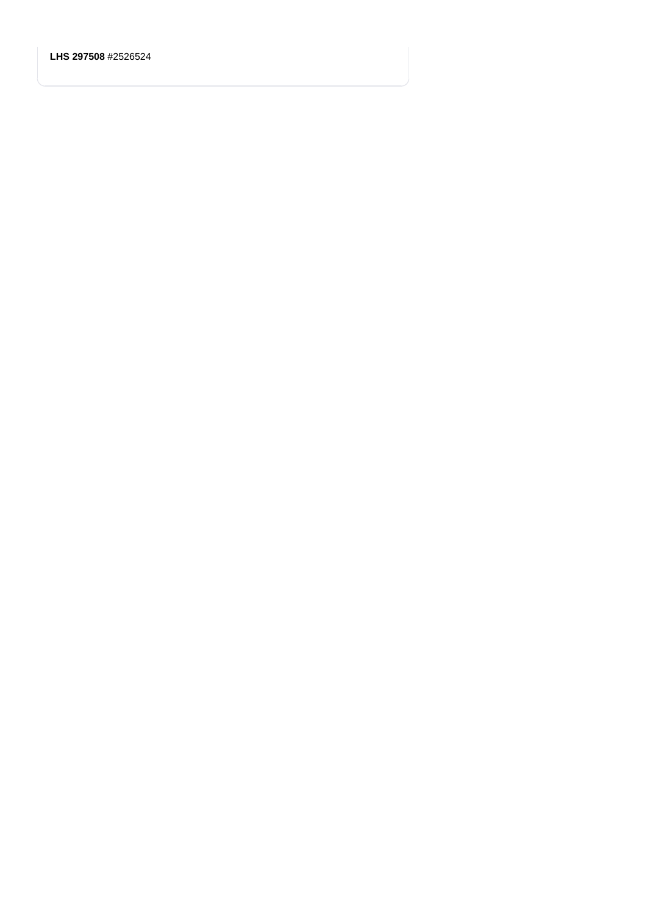**LHS 297508** #2526524